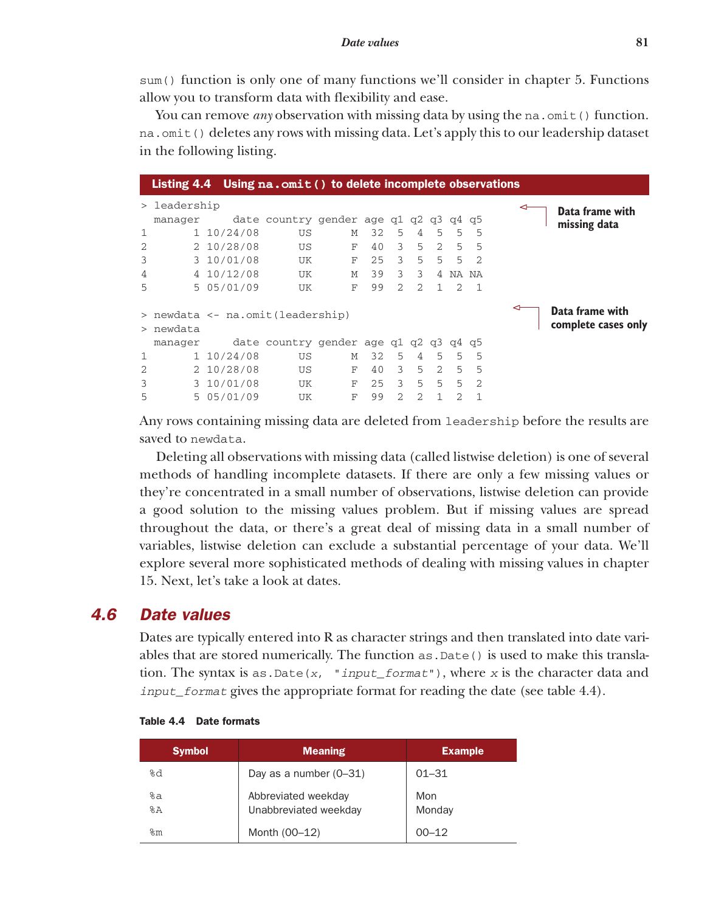sum() function is only one of many functions we'll consider in chapter 5. Functions allow you to transform data with flexibility and ease.

You can remove *any* observation with missing data by using the na.omit() function. na.omit() deletes any rows with missing data. Let's apply this to our leadership dataset in the following listing.

**Listing 4.4 Using na.omit() to delete incomplete observations**

```
> leadership                                          Data frame with
  manager     date country gender age q1 q2 q3 q4 q5  missing data
1       1 10/24/08      US      M  32  5  4  5  5  5
2       2 10/28/08      US      F  40  3  5  2  5  5
3       3 10/01/08      UK      F  25  3  5  5  5  2
4       4 10/12/08      UK      M  39  3  3  4 NA NA
5       5 05/01/09      UK      F  99  2  2  1  2  1

> newdata <- na.omit(leadership)                      Data frame with
> newdata                                             complete cases only
  manager     date country gender age q1 q2 q3 q4 q5
1       1 10/24/08      US      M  32  5  4  5  5  5
2       2 10/28/08      US      F  40  3  5  2  5  5
3       3 10/01/08      UK      F  25  3  5  5  5  2
5       5 05/01/09      UK      F  99  2  2  1  2  1
```

Any rows containing missing data are deleted from leadership before the results are saved to newdata.

Deleting all observations with missing data (called listwise deletion) is one of several methods of handling incomplete datasets. If there are only a few missing values or they're concentrated in a small number of observations, listwise deletion can provide a good solution to the missing values problem. But if missing values are spread throughout the data, or there's a great deal of missing data in a small number of variables, listwise deletion can exclude a substantial percentage of your data. We'll explore several more sophisticated methods of dealing with missing values in chapter 15. Next, let's take a look at dates.

## 4.6 Date values

Dates are typically entered into R as character strings and then translated into date variables that are stored numerically. The function as.Date() is used to make this translation. The syntax is as.Date(*x*, "*input_format*"), where *x* is the character data and *input_format* gives the appropriate format for reading the date (see table 4.4).

**Table 4.4 Date formats**

| Symbol | Meaning | Example |
|---|---|---|
| %d | Day as a number (0–31) | 01–31 |
| %a<br>%A | Abbreviated weekday<br>Unabbreviated weekday | Mon<br>Monday |
| %m | Month (00–12) | 00–12 |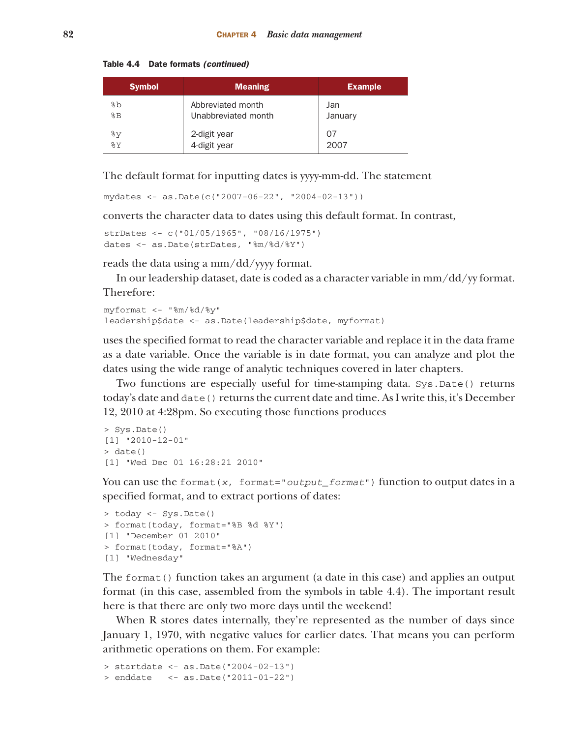**Table 4.4 Date formats *(continued)***

| Symbol | Meaning | Example |
|---|---|---|
| %b | Abbreviated month | Jan |
| %B | Unabbreviated month | January |
| %y | 2-digit year | 07 |
| %Y | 4-digit year | 2007 |

The default format for inputting dates is yyyy-mm-dd. The statement

```
mydates <- as.Date(c("2007-06-22", "2004-02-13"))
```

converts the character data to dates using this default format. In contrast,

```
strDates <- c("01/05/1965", "08/16/1975")
dates <- as.Date(strDates, "%m/%d/%Y")
```

reads the data using a mm/dd/yyyy format.

In our leadership dataset, date is coded as a character variable in mm/dd/yy format. Therefore:

```
myformat <- "%m/%d/%y"
leadership$date <- as.Date(leadership$date, myformat)
```

uses the specified format to read the character variable and replace it in the data frame as a date variable. Once the variable is in date format, you can analyze and plot the dates using the wide range of analytic techniques covered in later chapters.

Two functions are especially useful for time-stamping data. `Sys.Date()` returns today's date and `date()` returns the current date and time. As I write this, it's December 12, 2010 at 4:28pm. So executing those functions produces

```
> Sys.Date()
[1] "2010-12-01"
> date()
[1] "Wed Dec 01 16:28:21 2010"
```

You can use the `format(x, format="output_format")` function to output dates in a specified format, and to extract portions of dates:

```
> today <- Sys.Date()
> format(today, format="%B %d %Y")
[1] "December 01 2010"
> format(today, format="%A")
[1] "Wednesday"
```

The `format()` function takes an argument (a date in this case) and applies an output format (in this case, assembled from the symbols in table 4.4). The important result here is that there are only two more days until the weekend!

When R stores dates internally, they're represented as the number of days since January 1, 1970, with negative values for earlier dates. That means you can perform arithmetic operations on them. For example:

```
> startdate <- as.Date("2004-02-13")
> enddate   <- as.Date("2011-01-22")
```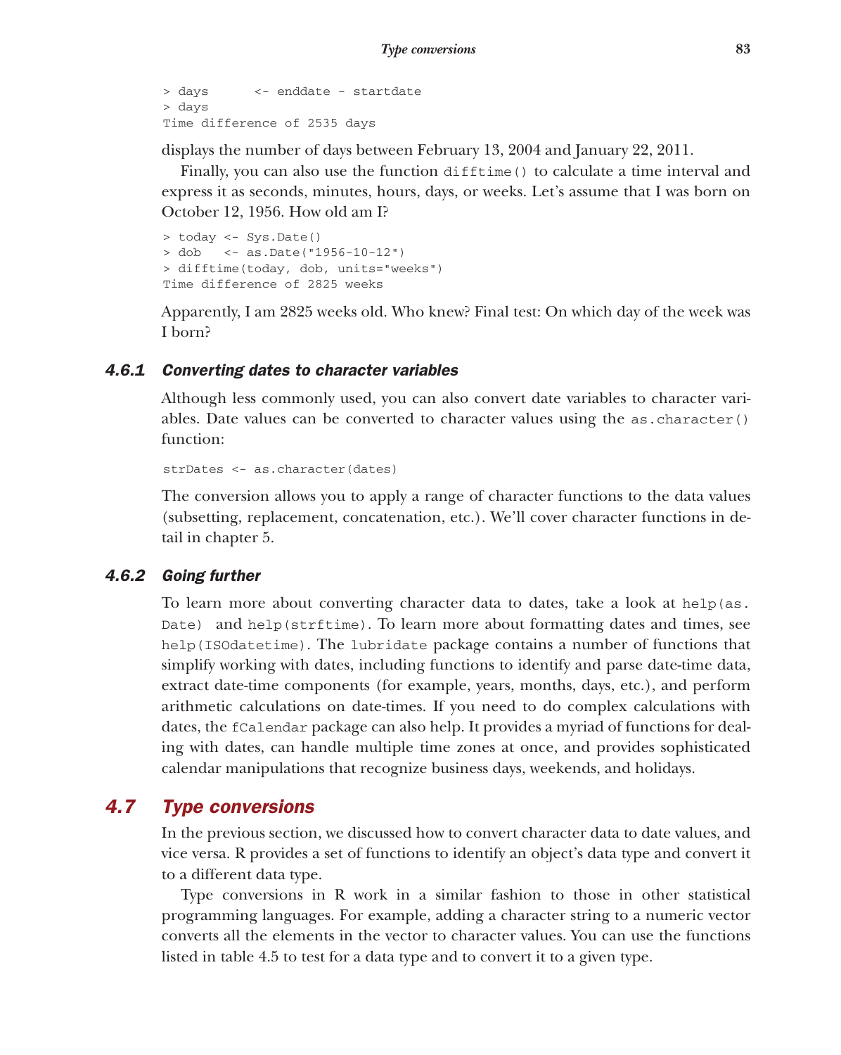```
> days      <- enddate - startdate
> days
Time difference of 2535 days
```

displays the number of days between February 13, 2004 and January 22, 2011.

Finally, you can also use the function `difftime()` to calculate a time interval and express it as seconds, minutes, hours, days, or weeks. Let's assume that I was born on October 12, 1956. How old am I?

```
> today <- Sys.Date()
> dob   <- as.Date("1956-10-12")
> difftime(today, dob, units="weeks")
Time difference of 2825 weeks
```

Apparently, I am 2825 weeks old. Who knew? Final test: On which day of the week was I born?

### 4.6.1 Converting dates to character variables

Although less commonly used, you can also convert date variables to character variables. Date values can be converted to character values using the `as.character()` function:

```
strDates <- as.character(dates)
```

The conversion allows you to apply a range of character functions to the data values (subsetting, replacement, concatenation, etc.). We'll cover character functions in detail in chapter 5.

### 4.6.2 Going further

To learn more about converting character data to dates, take a look at `help(as.Date)` and `help(strftime)`. To learn more about formatting dates and times, see `help(ISOdatetime)`. The `lubridate` package contains a number of functions that simplify working with dates, including functions to identify and parse date-time data, extract date-time components (for example, years, months, days, etc.), and perform arithmetic calculations on date-times. If you need to do complex calculations with dates, the `fCalendar` package can also help. It provides a myriad of functions for dealing with dates, can handle multiple time zones at once, and provides sophisticated calendar manipulations that recognize business days, weekends, and holidays.

## 4.7 Type conversions

In the previous section, we discussed how to convert character data to date values, and vice versa. R provides a set of functions to identify an object's data type and convert it to a different data type.

Type conversions in R work in a similar fashion to those in other statistical programming languages. For example, adding a character string to a numeric vector converts all the elements in the vector to character values. You can use the functions listed in table 4.5 to test for a data type and to convert it to a given type.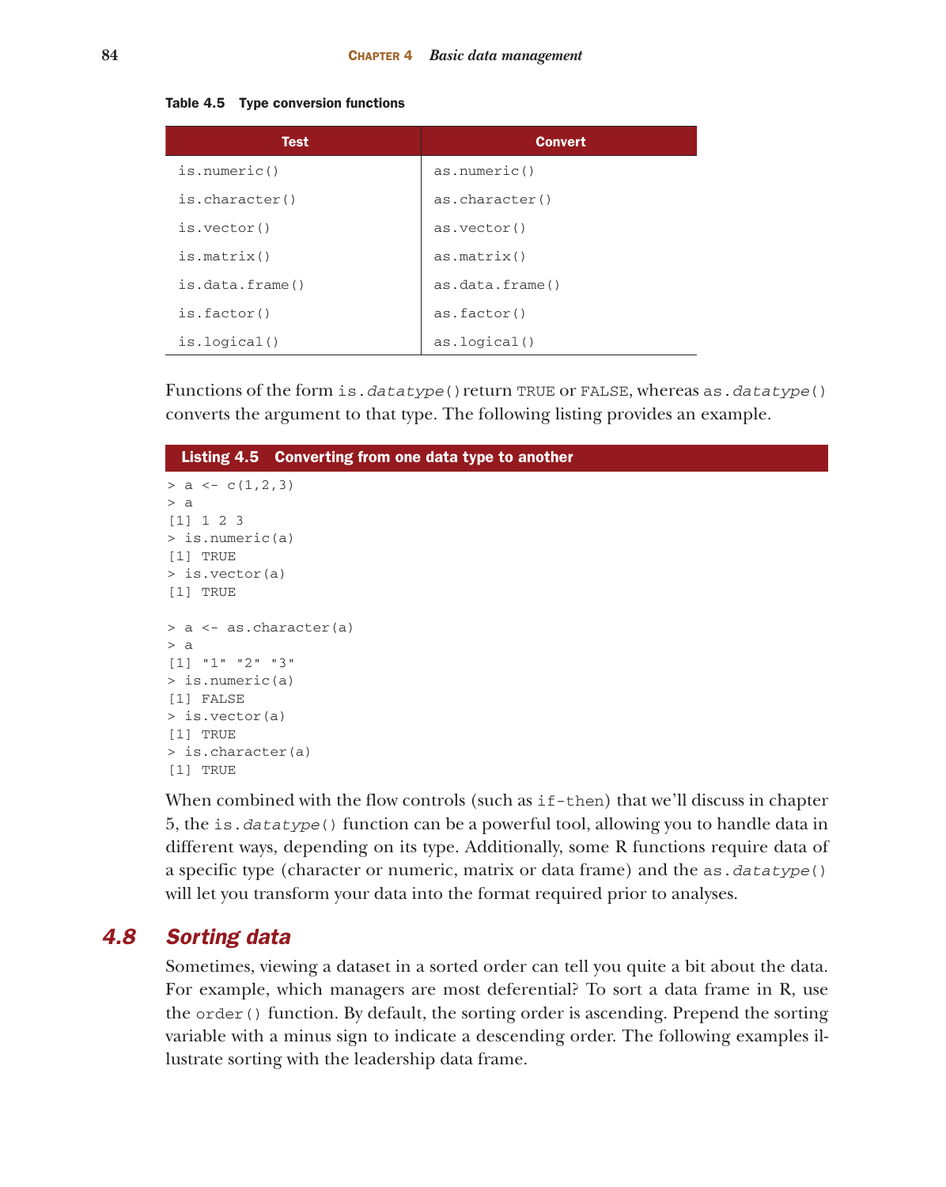Table 4.5 Type conversion functions

| Test | Convert |
|---|---|
| is.numeric() | as.numeric() |
| is.character() | as.character() |
| is.vector() | as.vector() |
| is.matrix() | as.matrix() |
| is.data.frame() | as.data.frame() |
| is.factor() | as.factor() |
| is.logical() | as.logical() |

Functions of the form `is.datatype()` return `TRUE` or `FALSE`, whereas `as.datatype()` converts the argument to that type. The following listing provides an example.

**Listing 4.5 Converting from one data type to another**

```
> a <- c(1,2,3)
> a
[1] 1 2 3
> is.numeric(a)
[1] TRUE
> is.vector(a)
[1] TRUE

> a <- as.character(a)
> a
[1] "1" "2" "3"
> is.numeric(a)
[1] FALSE
> is.vector(a)
[1] TRUE
> is.character(a)
[1] TRUE
```

When combined with the flow controls (such as `if-then`) that we'll discuss in chapter 5, the `is.datatype()` function can be a powerful tool, allowing you to handle data in different ways, depending on its type. Additionally, some R functions require data of a specific type (character or numeric, matrix or data frame) and the `as.datatype()` will let you transform your data into the format required prior to analyses.

## 4.8 Sorting data

Sometimes, viewing a dataset in a sorted order can tell you quite a bit about the data. For example, which managers are most deferential? To sort a data frame in R, use the `order()` function. By default, the sorting order is ascending. Prepend the sorting variable with a minus sign to indicate a descending order. The following examples illustrate sorting with the leadership data frame.